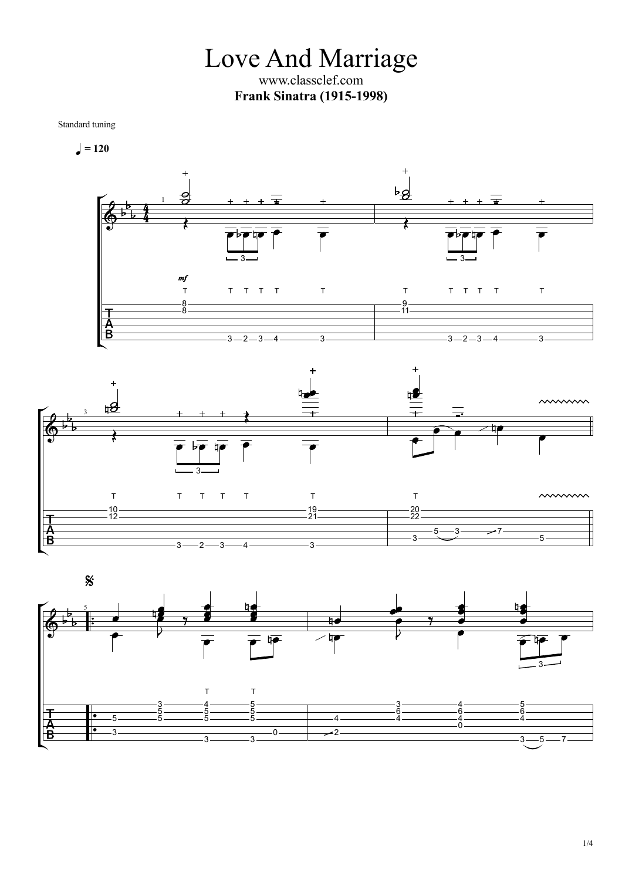# Love And Marriage

www.classclef.com

**Frank Sinatra (1915-1998)**

Standard tuning

♩ = 120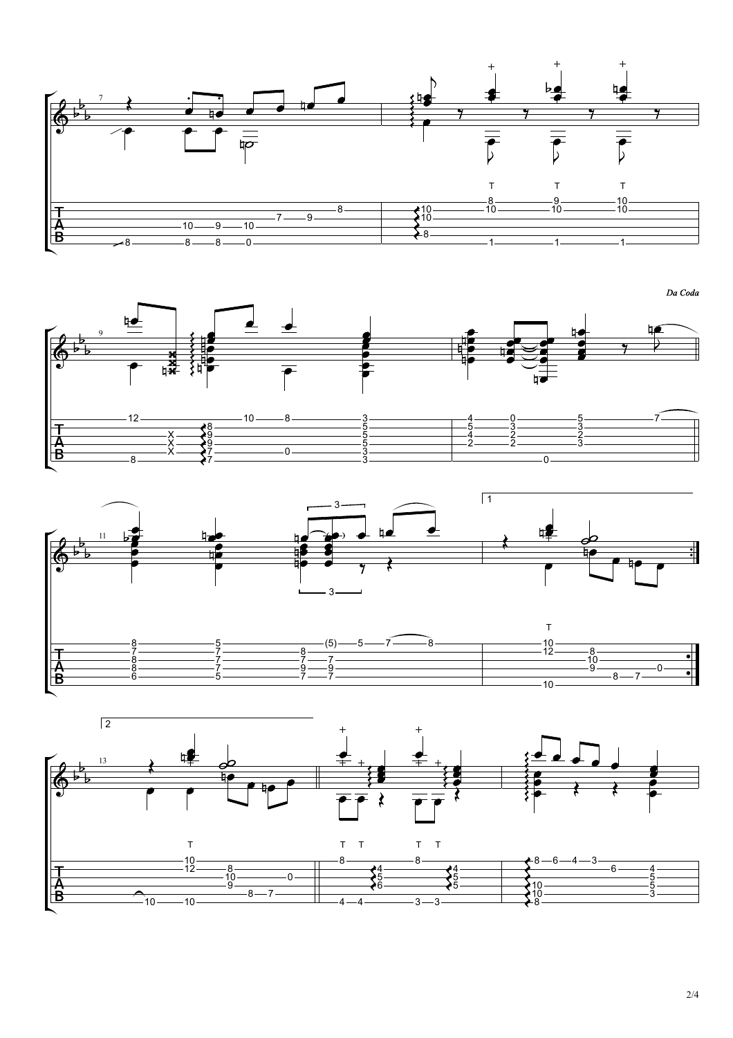*Da Coda*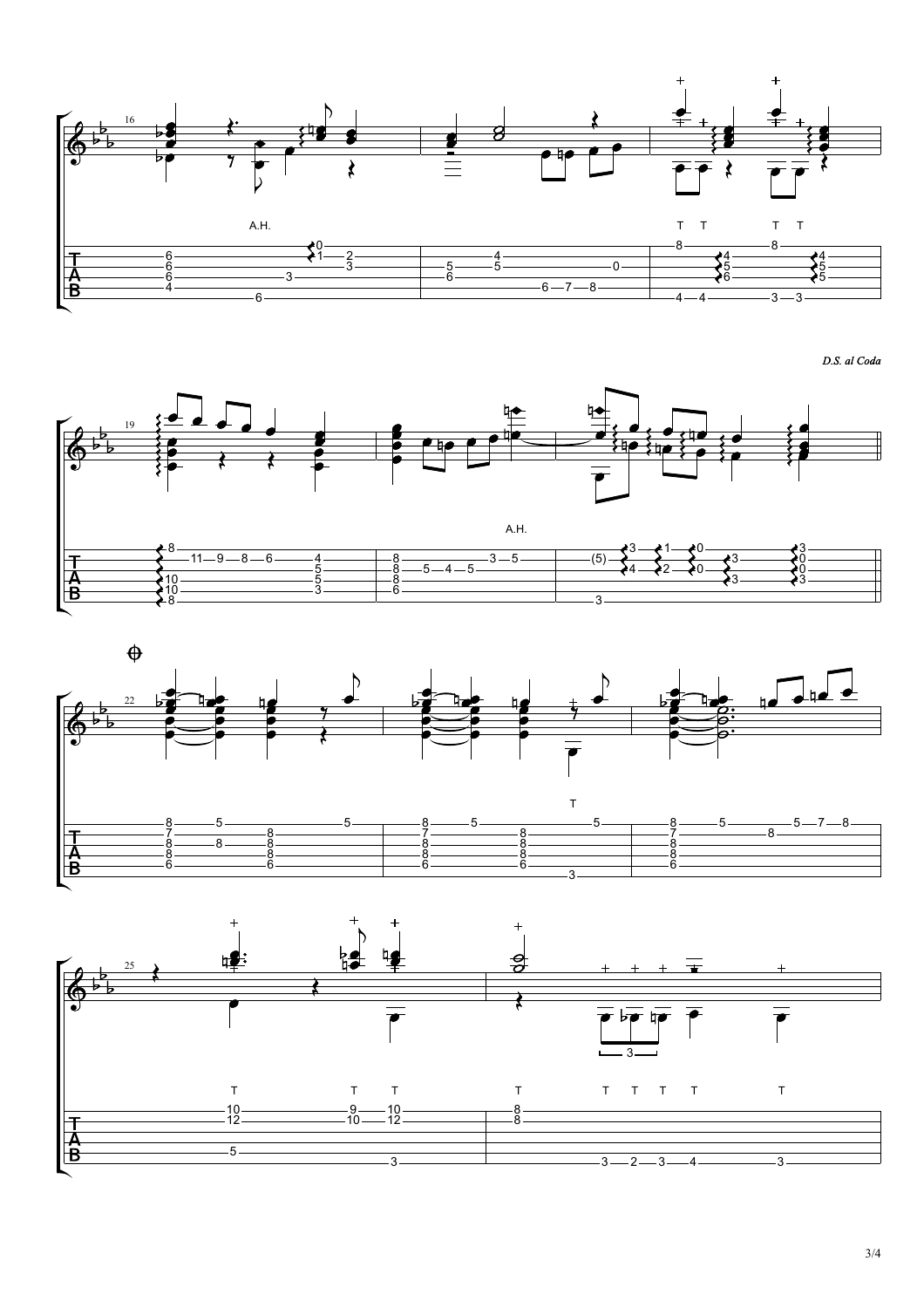*D.S. al Coda*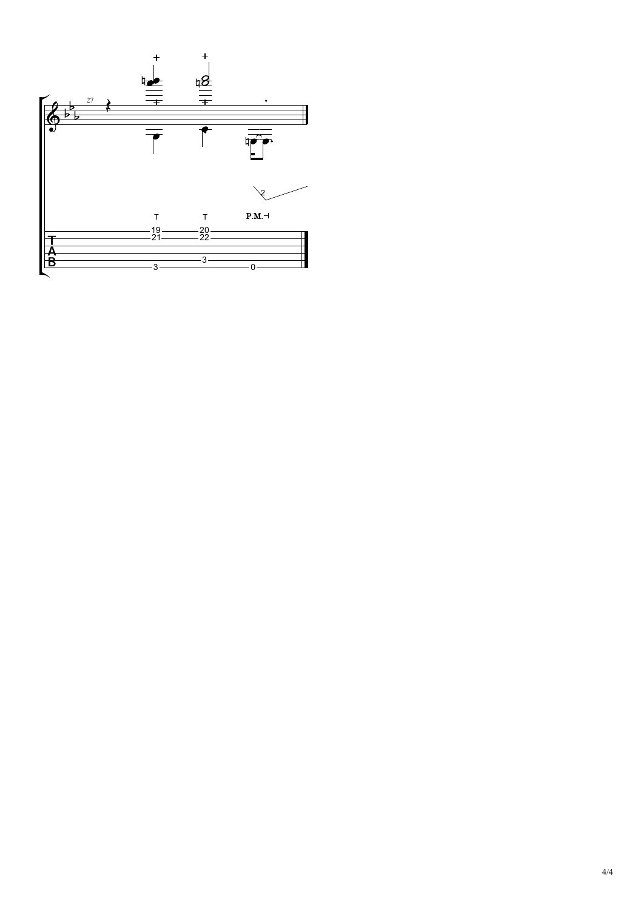27

T T P.M.

2

19 20
21 22
3
3 0